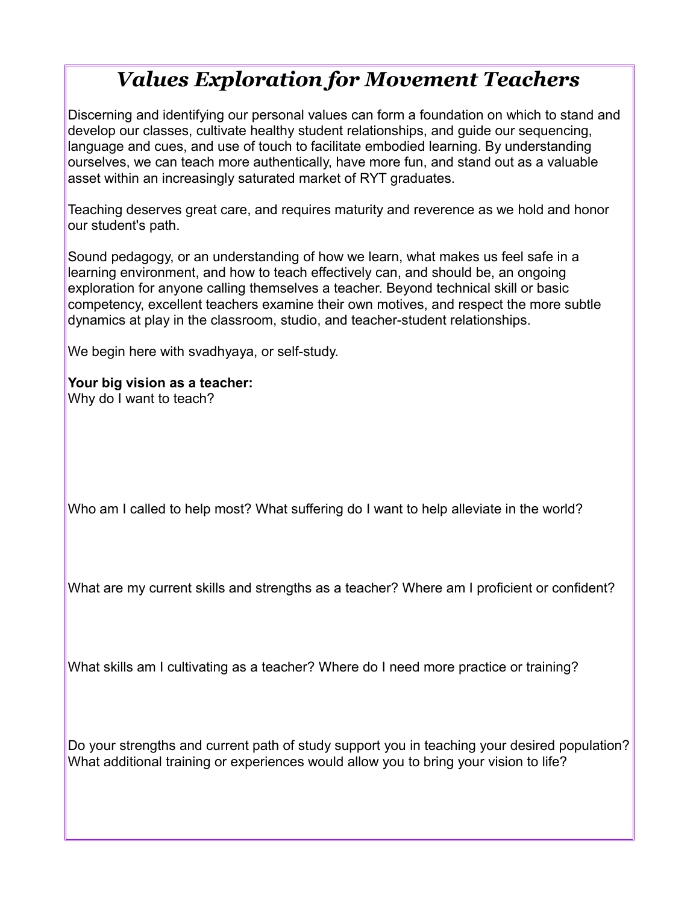# *Values Exploration for Movement Teachers*

Discerning and identifying our personal values can form a foundation on which to stand and develop our classes, cultivate healthy student relationships, and guide our sequencing, language and cues, and use of touch to facilitate embodied learning. By understanding ourselves, we can teach more authentically, have more fun, and stand out as a valuable asset within an increasingly saturated market of RYT graduates.

Teaching deserves great care, and requires maturity and reverence as we hold and honor our student's path.

Sound pedagogy, or an understanding of how we learn, what makes us feel safe in a learning environment, and how to teach effectively can, and should be, an ongoing exploration for anyone calling themselves a teacher. Beyond technical skill or basic competency, excellent teachers examine their own motives, and respect the more subtle dynamics at play in the classroom, studio, and teacher-student relationships.

We begin here with svadhyaya, or self-study.

**Your big vision as a teacher:**
Why do I want to teach?

Who am I called to help most? What suffering do I want to help alleviate in the world?

What are my current skills and strengths as a teacher? Where am I proficient or confident?

What skills am I cultivating as a teacher? Where do I need more practice or training?

Do your strengths and current path of study support you in teaching your desired population? What additional training or experiences would allow you to bring your vision to life?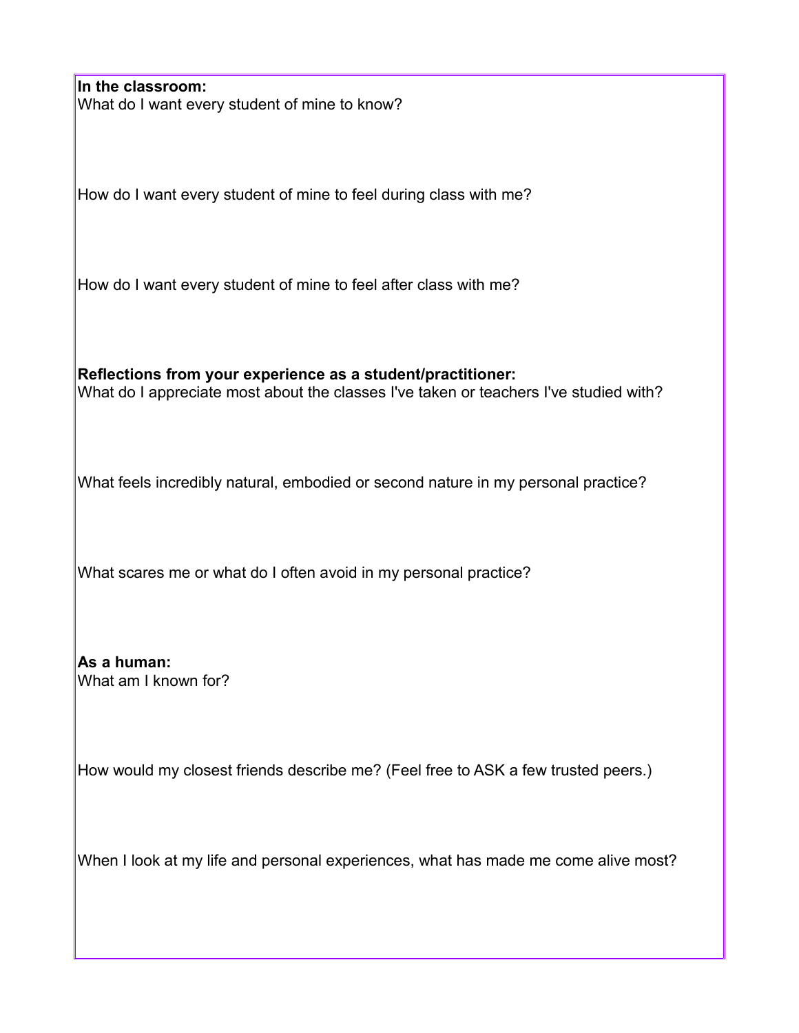**In the classroom:**

What do I want every student of mine to know?

How do I want every student of mine to feel during class with me?

How do I want every student of mine to feel after class with me?

**Reflections from your experience as a student/practitioner:**

What do I appreciate most about the classes I've taken or teachers I've studied with?

What feels incredibly natural, embodied or second nature in my personal practice?

What scares me or what do I often avoid in my personal practice?

**As a human:**

What am I known for?

How would my closest friends describe me? (Feel free to ASK a few trusted peers.)

When I look at my life and personal experiences, what has made me come alive most?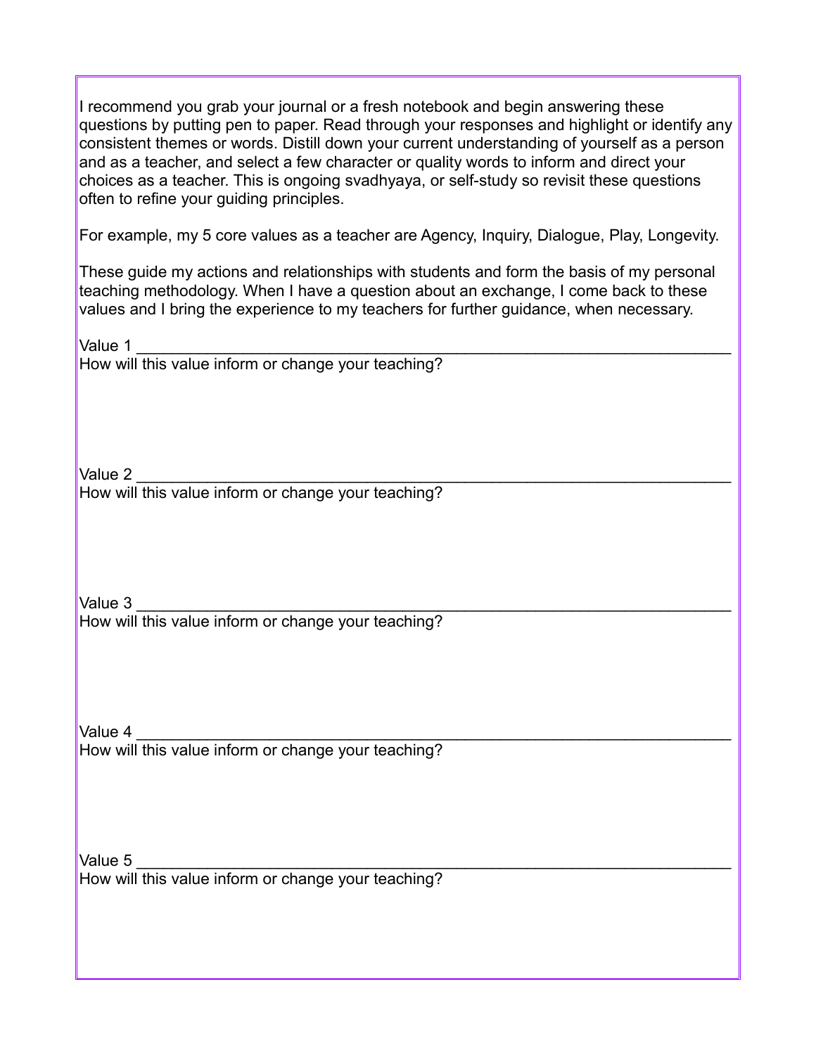I recommend you grab your journal or a fresh notebook and begin answering these questions by putting pen to paper. Read through your responses and highlight or identify any consistent themes or words. Distill down your current understanding of yourself as a person and as a teacher, and select a few character or quality words to inform and direct your choices as a teacher. This is ongoing svadhyaya, or self-study so revisit these questions often to refine your guiding principles.

For example, my 5 core values as a teacher are Agency, Inquiry, Dialogue, Play, Longevity.

These guide my actions and relationships with students and form the basis of my personal teaching methodology. When I have a question about an exchange, I come back to these values and I bring the experience to my teachers for further guidance, when necessary.

Value 1 ____________________________________________________________

How will this value inform or change your teaching?

Value 2 ____________________________________________________________

How will this value inform or change your teaching?

Value 3 ____________________________________________________________

How will this value inform or change your teaching?

Value 4 ____________________________________________________________

How will this value inform or change your teaching?

Value 5 ____________________________________________________________

How will this value inform or change your teaching?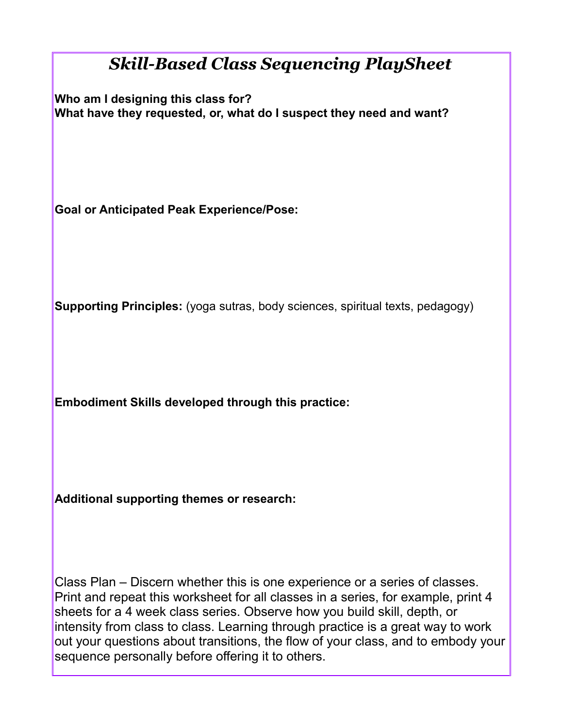# *Skill-Based Class Sequencing PlaySheet*

**Who am I designing this class for?**
**What have they requested, or, what do I suspect they need and want?**

**Goal or Anticipated Peak Experience/Pose:**

**Supporting Principles:** (yoga sutras, body sciences, spiritual texts, pedagogy)

**Embodiment Skills developed through this practice:**

**Additional supporting themes or research:**

Class Plan – Discern whether this is one experience or a series of classes. Print and repeat this worksheet for all classes in a series, for example, print 4 sheets for a 4 week class series. Observe how you build skill, depth, or intensity from class to class. Learning through practice is a great way to work out your questions about transitions, the flow of your class, and to embody your sequence personally before offering it to others.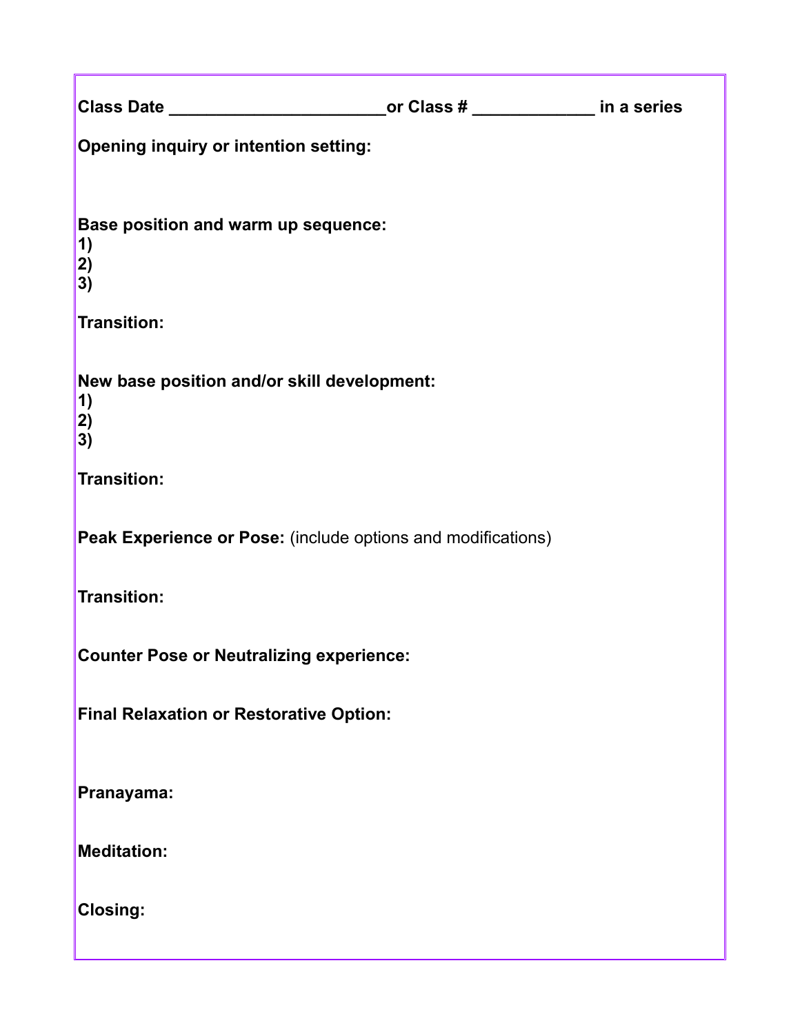**Class Date \_\_\_\_\_\_\_\_\_\_\_\_\_\_\_\_\_\_\_\_\_\_\_\_or Class # \_\_\_\_\_\_\_\_\_\_\_\_\_\_ in a series**

**Opening inquiry or intention setting:**

**Base position and warm up sequence:**
**1)**
**2)**
**3)**

**Transition:**

**New base position and/or skill development:**
**1)**
**2)**
**3)**

**Transition:**

**Peak Experience or Pose:** (include options and modifications)

**Transition:**

**Counter Pose or Neutralizing experience:**

**Final Relaxation or Restorative Option:**

**Pranayama:**

**Meditation:**

**Closing:**